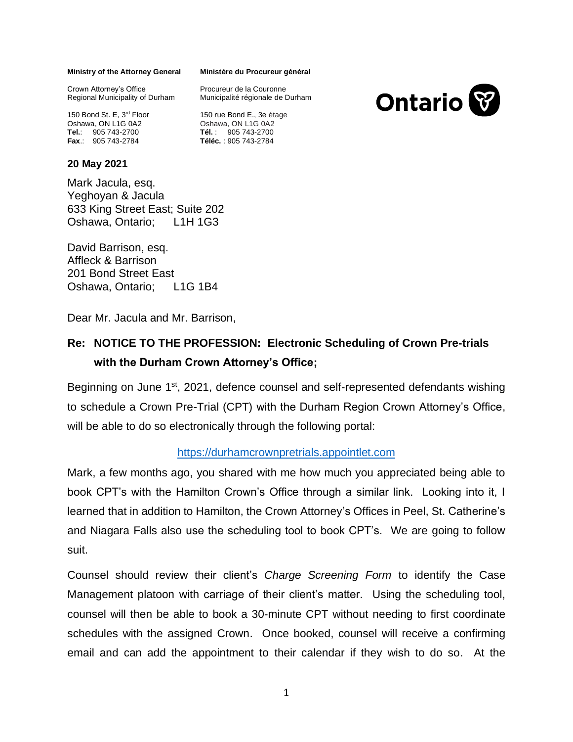**Ministry of the Attorney General**

Crown Attorney's Office
Regional Municipality of Durham

150 Bond St. E, 3rd Floor
Oshawa, ON L1G 0A2
**Tel.**: 905 743-2700
**Fax**.: 905 743-2784

**Ministère du Procureur général**

Procureur de la Couronne
Municipalité régionale de Durham

150 rue Bond E., 3e étage
Oshawa, ON L1G 0A2
**Tél.** : 905 743-2700
**Téléc.** : 905 743-2784

Ontario

**20 May 2021**

Mark Jacula, esq.
Yeghoyan & Jacula
633 King Street East; Suite 202
Oshawa, Ontario; L1H 1G3

David Barrison, esq.
Affleck & Barrison
201 Bond Street East
Oshawa, Ontario; L1G 1B4

Dear Mr. Jacula and Mr. Barrison,

**Re: NOTICE TO THE PROFESSION: Electronic Scheduling of Crown Pre-trials with the Durham Crown Attorney's Office;**

Beginning on June 1st, 2021, defence counsel and self-represented defendants wishing to schedule a Crown Pre-Trial (CPT) with the Durham Region Crown Attorney's Office, will be able to do so electronically through the following portal:

https://durhamcrownpretrials.appointlet.com

Mark, a few months ago, you shared with me how much you appreciated being able to book CPT's with the Hamilton Crown's Office through a similar link. Looking into it, I learned that in addition to Hamilton, the Crown Attorney's Offices in Peel, St. Catherine's and Niagara Falls also use the scheduling tool to book CPT's. We are going to follow suit.

Counsel should review their client's *Charge Screening Form* to identify the Case Management platoon with carriage of their client's matter. Using the scheduling tool, counsel will then be able to book a 30-minute CPT without needing to first coordinate schedules with the assigned Crown. Once booked, counsel will receive a confirming email and can add the appointment to their calendar if they wish to do so. At the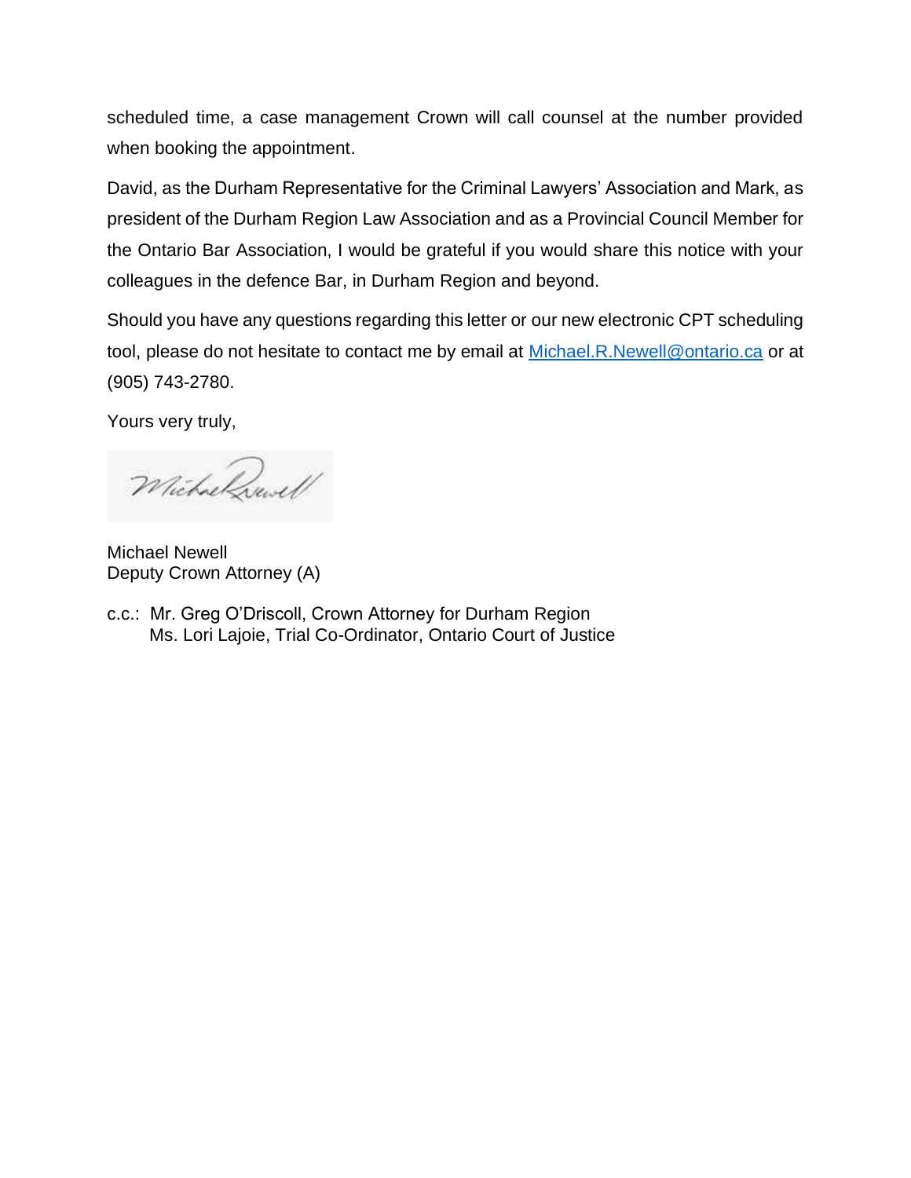scheduled time, a case management Crown will call counsel at the number provided when booking the appointment.

David, as the Durham Representative for the Criminal Lawyers' Association and Mark, as president of the Durham Region Law Association and as a Provincial Council Member for the Ontario Bar Association, I would be grateful if you would share this notice with your colleagues in the defence Bar, in Durham Region and beyond.

Should you have any questions regarding this letter or our new electronic CPT scheduling tool, please do not hesitate to contact me by email at Michael.R.Newell@ontario.ca or at (905) 743-2780.

Yours very truly,

Michael Newell
Deputy Crown Attorney (A)

c.c.: Mr. Greg O'Driscoll, Crown Attorney for Durham Region
Ms. Lori Lajoie, Trial Co-Ordinator, Ontario Court of Justice